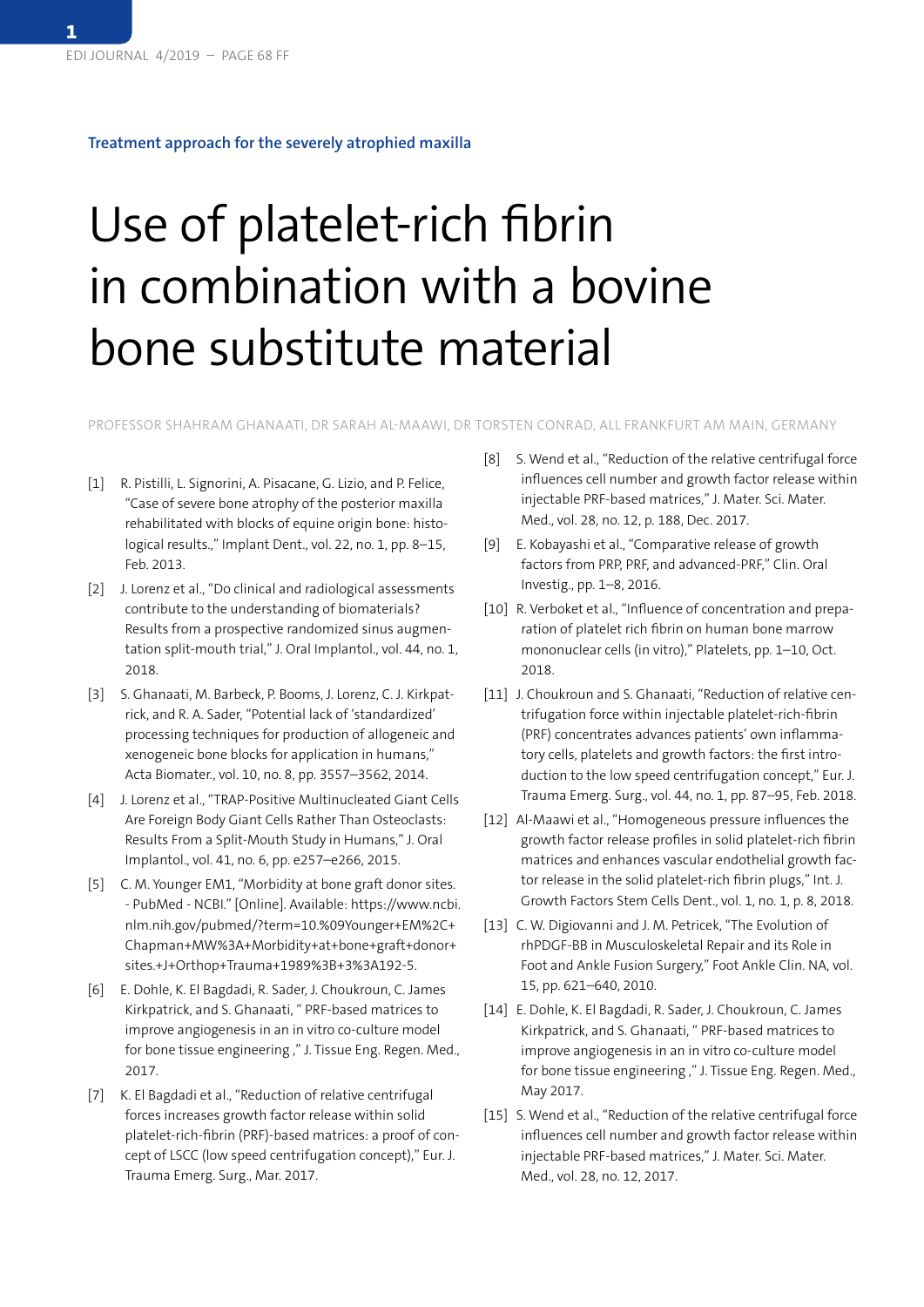Treatment approach for the severely atrophied maxilla

# Use of platelet-rich fibrin in combination with a bovine bone substitute material

PROFESSOR SHAHRAM GHANAATI, DR SARAH AL-MAAWI, DR TORSTEN CONRAD, ALL FRANKFURT AM MAIN, GERMANY

[1] R. Pistilli, L. Signorini, A. Pisacane, G. Lizio, and P. Felice, "Case of severe bone atrophy of the posterior maxilla rehabilitated with blocks of equine origin bone: histological results.," Implant Dent., vol. 22, no. 1, pp. 8–15, Feb. 2013.

[2] J. Lorenz et al., "Do clinical and radiological assessments contribute to the understanding of biomaterials? Results from a prospective randomized sinus augmentation split-mouth trial," J. Oral Implantol., vol. 44, no. 1, 2018.

[3] S. Ghanaati, M. Barbeck, P. Booms, J. Lorenz, C. J. Kirkpatrick, and R. A. Sader, "Potential lack of 'standardized' processing techniques for production of allogeneic and xenogeneic bone blocks for application in humans," Acta Biomater., vol. 10, no. 8, pp. 3557–3562, 2014.

[4] J. Lorenz et al., "TRAP-Positive Multinucleated Giant Cells Are Foreign Body Giant Cells Rather Than Osteoclasts: Results From a Split-Mouth Study in Humans," J. Oral Implantol., vol. 41, no. 6, pp. e257–e266, 2015.

[5] C. M. Younger EM1, "Morbidity at bone graft donor sites. - PubMed - NCBI." [Online]. Available: https://www.ncbi.nlm.nih.gov/pubmed/?term=10.%09Younger+EM%2C+Chapman+MW%3A+Morbidity+at+bone+graft+donor+sites.+J+Orthop+Trauma+1989%3B+3%3A192-5.

[6] E. Dohle, K. El Bagdadi, R. Sader, J. Choukroun, C. James Kirkpatrick, and S. Ghanaati, " PRF-based matrices to improve angiogenesis in an in vitro co-culture model for bone tissue engineering ," J. Tissue Eng. Regen. Med., 2017.

[7] K. El Bagdadi et al., "Reduction of relative centrifugal forces increases growth factor release within solid platelet-rich-fibrin (PRF)-based matrices: a proof of concept of LSCC (low speed centrifugation concept)," Eur. J. Trauma Emerg. Surg., Mar. 2017.

[8] S. Wend et al., "Reduction of the relative centrifugal force influences cell number and growth factor release within injectable PRF-based matrices," J. Mater. Sci. Mater. Med., vol. 28, no. 12, p. 188, Dec. 2017.

[9] E. Kobayashi et al., "Comparative release of growth factors from PRP, PRF, and advanced-PRF," Clin. Oral Investig., pp. 1–8, 2016.

[10] R. Verboket et al., "Influence of concentration and preparation of platelet rich fibrin on human bone marrow mononuclear cells (in vitro)," Platelets, pp. 1–10, Oct. 2018.

[11] J. Choukroun and S. Ghanaati, "Reduction of relative centrifugation force within injectable platelet-rich-fibrin (PRF) concentrates advances patients' own inflammatory cells, platelets and growth factors: the first introduction to the low speed centrifugation concept," Eur. J. Trauma Emerg. Surg., vol. 44, no. 1, pp. 87–95, Feb. 2018.

[12] Al-Maawi et al., "Homogeneous pressure influences the growth factor release profiles in solid platelet-rich fibrin matrices and enhances vascular endothelial growth factor release in the solid platelet-rich fibrin plugs," Int. J. Growth Factors Stem Cells Dent., vol. 1, no. 1, p. 8, 2018.

[13] C. W. Digiovanni and J. M. Petricek, "The Evolution of rhPDGF-BB in Musculoskeletal Repair and its Role in Foot and Ankle Fusion Surgery," Foot Ankle Clin. NA, vol. 15, pp. 621–640, 2010.

[14] E. Dohle, K. El Bagdadi, R. Sader, J. Choukroun, C. James Kirkpatrick, and S. Ghanaati, " PRF-based matrices to improve angiogenesis in an in vitro co-culture model for bone tissue engineering ," J. Tissue Eng. Regen. Med., May 2017.

[15] S. Wend et al., "Reduction of the relative centrifugal force influences cell number and growth factor release within injectable PRF-based matrices," J. Mater. Sci. Mater. Med., vol. 28, no. 12, 2017.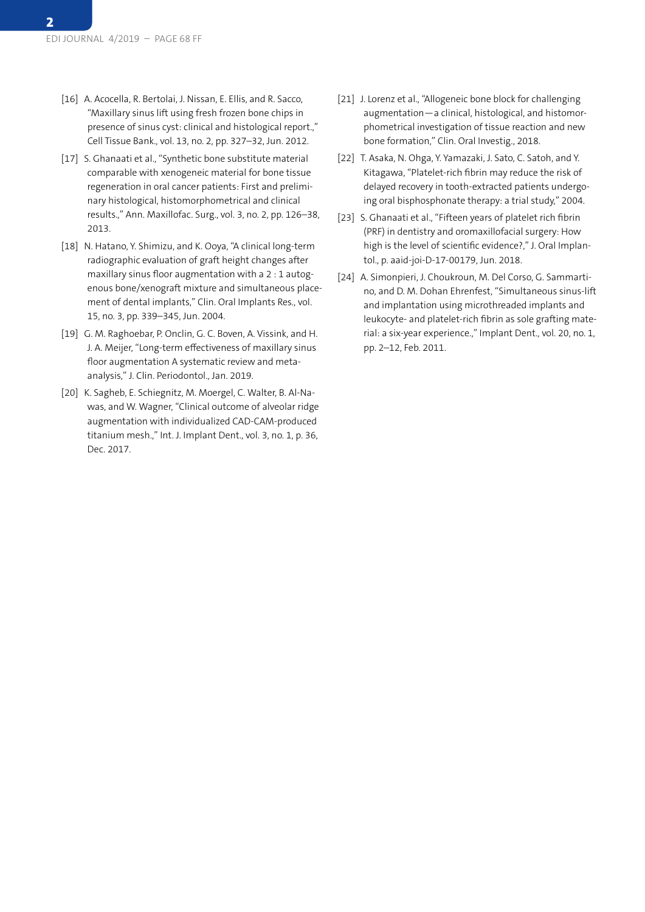[16] A. Acocella, R. Bertolai, J. Nissan, E. Ellis, and R. Sacco, "Maxillary sinus lift using fresh frozen bone chips in presence of sinus cyst: clinical and histological report.," Cell Tissue Bank., vol. 13, no. 2, pp. 327–32, Jun. 2012.

[17] S. Ghanaati et al., "Synthetic bone substitute material comparable with xenogeneic material for bone tissue regeneration in oral cancer patients: First and preliminary histological, histomorphometrical and clinical results.," Ann. Maxillofac. Surg., vol. 3, no. 2, pp. 126–38, 2013.

[18] N. Hatano, Y. Shimizu, and K. Ooya, "A clinical long-term radiographic evaluation of graft height changes after maxillary sinus floor augmentation with a 2 : 1 autogenous bone/xenograft mixture and simultaneous placement of dental implants," Clin. Oral Implants Res., vol. 15, no. 3, pp. 339–345, Jun. 2004.

[19] G. M. Raghoebar, P. Onclin, G. C. Boven, A. Vissink, and H. J. A. Meijer, "Long-term effectiveness of maxillary sinus floor augmentation A systematic review and meta-analysis," J. Clin. Periodontol., Jan. 2019.

[20] K. Sagheb, E. Schiegnitz, M. Moergel, C. Walter, B. Al-Nawas, and W. Wagner, "Clinical outcome of alveolar ridge augmentation with individualized CAD-CAM-produced titanium mesh.," Int. J. Implant Dent., vol. 3, no. 1, p. 36, Dec. 2017.

[21] J. Lorenz et al., "Allogeneic bone block for challenging augmentation—a clinical, histological, and histomorphometrical investigation of tissue reaction and new bone formation," Clin. Oral Investig., 2018.

[22] T. Asaka, N. Ohga, Y. Yamazaki, J. Sato, C. Satoh, and Y. Kitagawa, "Platelet-rich fibrin may reduce the risk of delayed recovery in tooth-extracted patients undergoing oral bisphosphonate therapy: a trial study," 2004.

[23] S. Ghanaati et al., "Fifteen years of platelet rich fibrin (PRF) in dentistry and oromaxillofacial surgery: How high is the level of scientific evidence?," J. Oral Implantol., p. aaid-joi-D-17-00179, Jun. 2018.

[24] A. Simonpieri, J. Choukroun, M. Del Corso, G. Sammartino, and D. M. Dohan Ehrenfest, "Simultaneous sinus-lift and implantation using microthreaded implants and leukocyte- and platelet-rich fibrin as sole grafting material: a six-year experience.," Implant Dent., vol. 20, no. 1, pp. 2–12, Feb. 2011.